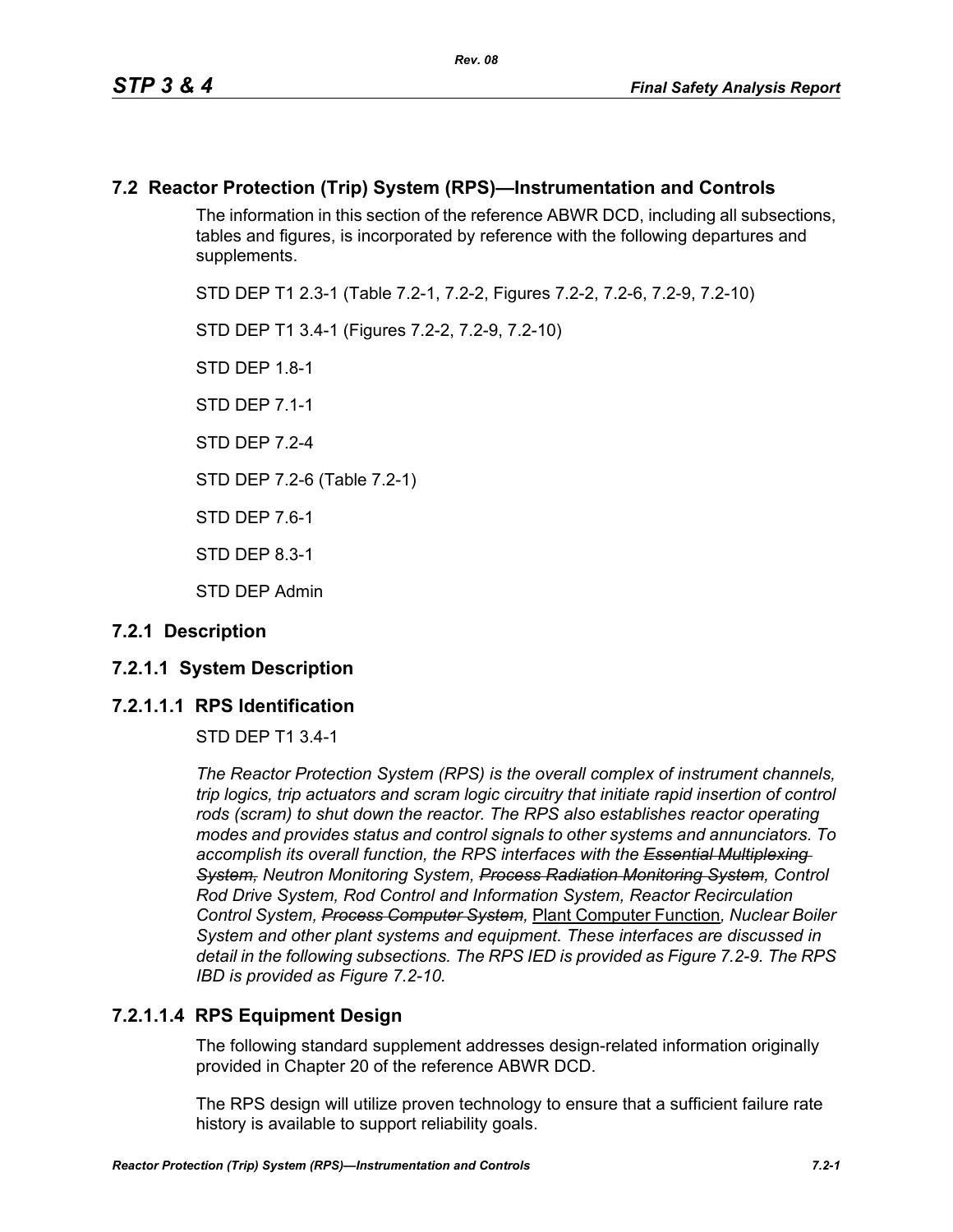## 7.2 Reactor Protection (Trip) System (RPS)—Instrumentation and Controls

The information in this section of the reference ABWR DCD, including all subsections, tables and figures, is incorporated by reference with the following departures and supplements.

STD DEP T1 2.3-1 (Table 7.2-1, 7.2-2, Figures 7.2-2, 7.2-6, 7.2-9, 7.2-10)

STD DEP T1 3.4-1 (Figures 7.2-2, 7.2-9, 7.2-10)

STD DEP 1.8-1

STD DEP 7.1-1

STD DEP 7.2-4

STD DEP 7.2-6 (Table 7.2-1)

STD DEP 7.6-1

STD DEP 8.3-1

STD DEP Admin

### 7.2.1 Description

### 7.2.1.1 System Description

#### 7.2.1.1.1 RPS Identification

STD DEP T1 3.4-1

*The Reactor Protection System (RPS) is the overall complex of instrument channels, trip logics, trip actuators and scram logic circuitry that initiate rapid insertion of control rods (scram) to shut down the reactor. The RPS also establishes reactor operating modes and provides status and control signals to other systems and annunciators. To accomplish its overall function, the RPS interfaces with the ~~Essential Multiplexing System,~~ Neutron Monitoring System, ~~Process Radiation Monitoring System~~, Control Rod Drive System, Rod Control and Information System, Reactor Recirculation Control System, ~~Process Computer System~~,* Plant Computer Function*, Nuclear Boiler System and other plant systems and equipment. These interfaces are discussed in detail in the following subsections. The RPS IED is provided as Figure 7.2-9. The RPS IBD is provided as Figure 7.2-10.*

#### 7.2.1.1.4 RPS Equipment Design

The following standard supplement addresses design-related information originally provided in Chapter 20 of the reference ABWR DCD.

The RPS design will utilize proven technology to ensure that a sufficient failure rate history is available to support reliability goals.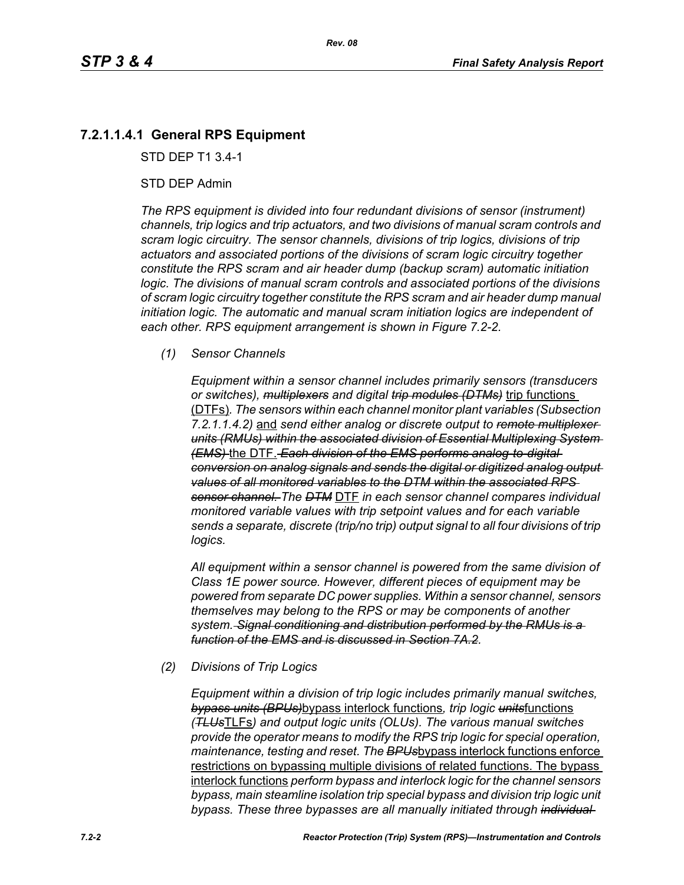### 7.2.1.1.4.1 General RPS Equipment

STD DEP T1 3.4-1

STD DEP Admin

*The RPS equipment is divided into four redundant divisions of sensor (instrument) channels, trip logics and trip actuators, and two divisions of manual scram controls and scram logic circuitry. The sensor channels, divisions of trip logics, divisions of trip actuators and associated portions of the divisions of scram logic circuitry together constitute the RPS scram and air header dump (backup scram) automatic initiation logic. The divisions of manual scram controls and associated portions of the divisions of scram logic circuitry together constitute the RPS scram and air header dump manual initiation logic. The automatic and manual scram initiation logics are independent of each other. RPS equipment arrangement is shown in Figure 7.2-2.*

*(1) Sensor Channels*

*Equipment within a sensor channel includes primarily sensors (transducers or switches), ~~multiplexers~~ and digital ~~trip modules (DTMs)~~* trip functions (DTFs)*. The sensors within each channel monitor plant variables (Subsection 7.2.1.1.4.2)* and *send either analog or discrete output to ~~remote multiplexer units (RMUs) within the associated division of Essential Multiplexing System (EMS)~~* the DTF. *~~Each division of the EMS performs analog-to-digital conversion on analog signals and sends the digital or digitized analog output values of all monitored variables to the DTM within the associated RPS sensor channel.~~ The ~~DTM~~* DTF *in each sensor channel compares individual monitored variable values with trip setpoint values and for each variable sends a separate, discrete (trip/no trip) output signal to all four divisions of trip logics.*

*All equipment within a sensor channel is powered from the same division of Class 1E power source. However, different pieces of equipment may be powered from separate DC power supplies. Within a sensor channel, sensors themselves may belong to the RPS or may be components of another system. ~~Signal conditioning and distribution performed by the RMUs is a function of the EMS and is discussed in Section 7A.2.~~*

*(2) Divisions of Trip Logics*

*Equipment within a division of trip logic includes primarily manual switches, ~~bypass units (BPUs)~~*bypass interlock functions*, trip logic ~~units~~*functions *(~~TLUs~~*TLFs*) and output logic units (OLUs). The various manual switches provide the operator means to modify the RPS trip logic for special operation, maintenance, testing and reset. The ~~BPUs~~*bypass interlock functions enforce restrictions on bypassing multiple divisions of related functions. The bypass interlock functions *perform bypass and interlock logic for the channel sensors bypass, main steamline isolation trip special bypass and division trip logic unit bypass. These three bypasses are all manually initiated through ~~individual~~*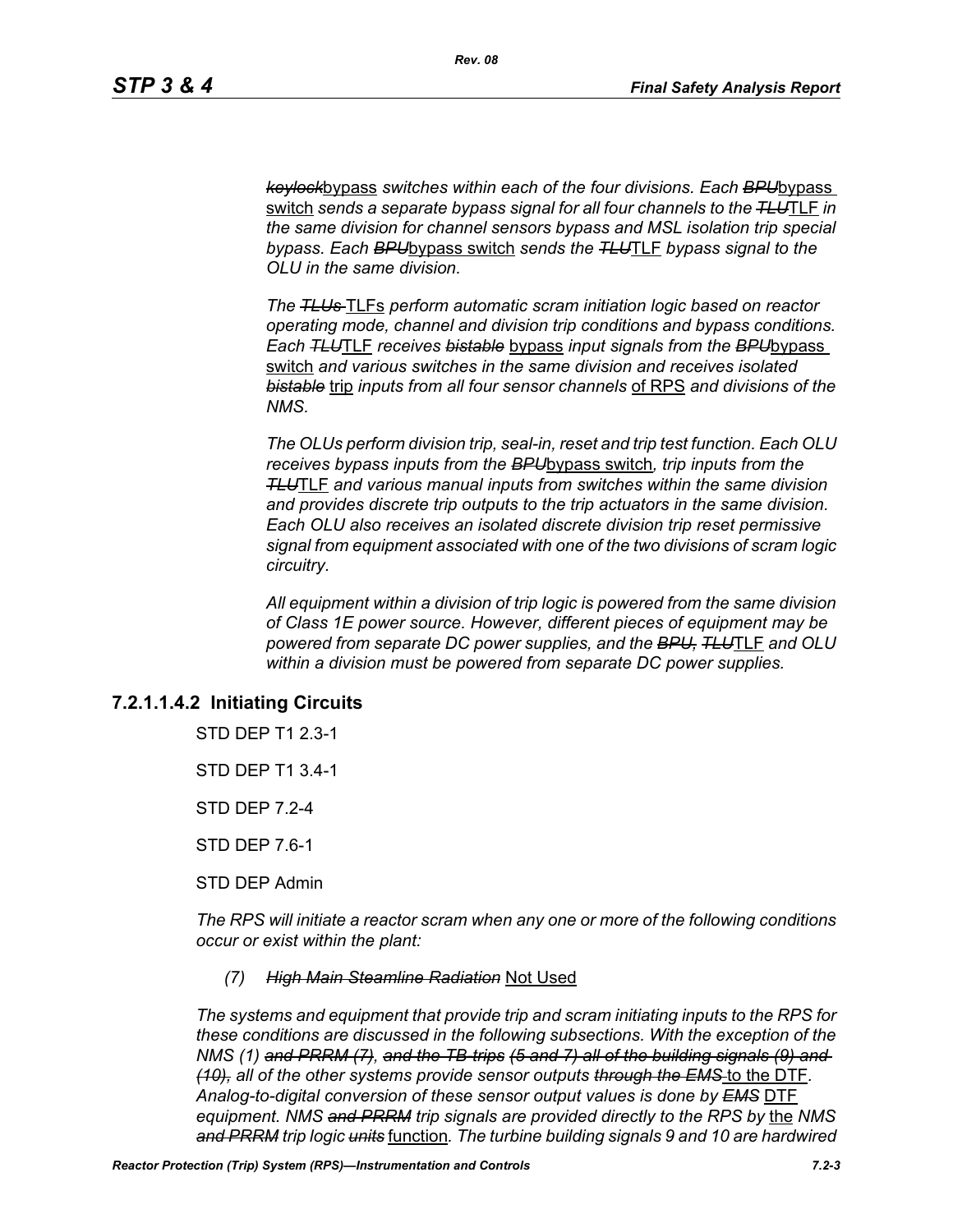*~~keylock~~*bypass *switches within each of the four divisions. Each ~~BPU~~*bypass switch *sends a separate bypass signal for all four channels to the ~~TLU~~*TLF *in the same division for channel sensors bypass and MSL isolation trip special bypass. Each ~~BPU~~*bypass switch *sends the ~~TLU~~*TLF *bypass signal to the OLU in the same division.*

*The ~~TLUs~~* TLFs *perform automatic scram initiation logic based on reactor operating mode, channel and division trip conditions and bypass conditions. Each ~~TLU~~*TLF *receives ~~bistable~~* bypass *input signals from the ~~BPU~~*bypass switch *and various switches in the same division and receives isolated ~~bistable~~* trip *inputs from all four sensor channels* of RPS *and divisions of the NMS.*

*The OLUs perform division trip, seal-in, reset and trip test function. Each OLU receives bypass inputs from the ~~BPU~~*bypass switch*, trip inputs from the ~~TLU~~*TLF *and various manual inputs from switches within the same division and provides discrete trip outputs to the trip actuators in the same division. Each OLU also receives an isolated discrete division trip reset permissive signal from equipment associated with one of the two divisions of scram logic circuitry.*

*All equipment within a division of trip logic is powered from the same division of Class 1E power source. However, different pieces of equipment may be powered from separate DC power supplies, and the ~~BPU,~~ ~~TLU~~*TLF *and OLU within a division must be powered from separate DC power supplies.*

### 7.2.1.1.4.2 Initiating Circuits

STD DEP T1 2.3-1

STD DEP T1 3.4-1

STD DEP 7.2-4

STD DEP 7.6-1

STD DEP Admin

*The RPS will initiate a reactor scram when any one or more of the following conditions occur or exist within the plant:*

*(7) ~~High Main Steamline Radiation~~* Not Used

*The systems and equipment that provide trip and scram initiating inputs to the RPS for these conditions are discussed in the following subsections. With the exception of the NMS (1) ~~and PRRM (7)~~, ~~and the TB trips (5 and 7) all of the building signals (9) and (10),~~ all of the other systems provide sensor outputs ~~through the EMS~~* to the DTF*. Analog-to-digital conversion of these sensor output values is done by ~~EMS~~* DTF *equipment. NMS ~~and PRRM~~ trip signals are provided directly to the RPS by* the *NMS ~~and PRRM~~ trip logic ~~units~~* function*. The turbine building signals 9 and 10 are hardwired*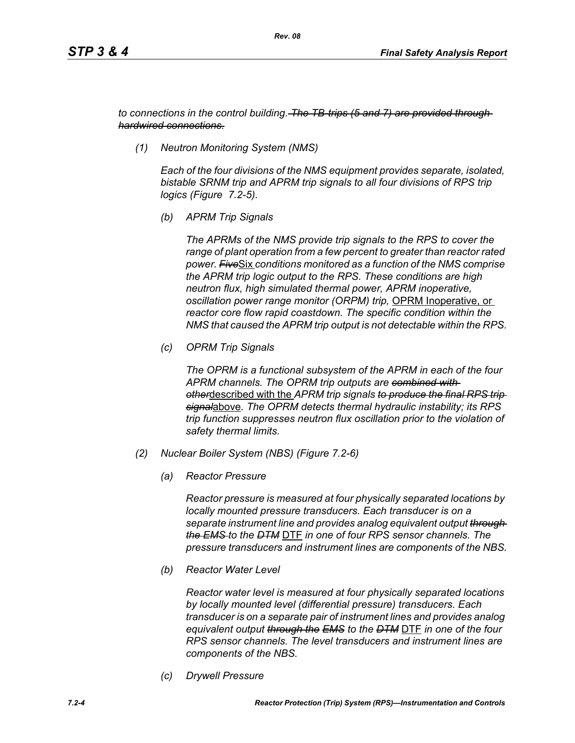*to connections in the control building.~~The TB trips (5 and 7) are provided through hardwired connections.~~*

*(1) Neutron Monitoring System (NMS)*

*Each of the four divisions of the NMS equipment provides separate, isolated, bistable SRNM trip and APRM trip signals to all four divisions of RPS trip logics (Figure 7.2-5).*

*(b) APRM Trip Signals*

*The APRMs of the NMS provide trip signals to the RPS to cover the range of plant operation from a few percent to greater than reactor rated power. ~~Five~~*<u>Six</u> *conditions monitored as a function of the NMS comprise the APRM trip logic output to the RPS. These conditions are high neutron flux, high simulated thermal power, APRM inoperative, oscillation power range monitor (ORPM) trip,* <u>OPRM Inoperative, or</u> *reactor core flow rapid coastdown. The specific condition within the NMS that caused the APRM trip output is not detectable within the RPS.*

*(c) OPRM Trip Signals*

*The OPRM is a functional subsystem of the APRM in each of the four APRM channels. The OPRM trip outputs are ~~combined with other~~*<u>described with the</u> *APRM trip signals ~~to produce the final RPS trip signal~~*<u>above</u>*. The OPRM detects thermal hydraulic instability; its RPS trip function suppresses neutron flux oscillation prior to the violation of safety thermal limits.*

*(2) Nuclear Boiler System (NBS) (Figure 7.2-6)*

*(a) Reactor Pressure*

*Reactor pressure is measured at four physically separated locations by locally mounted pressure transducers. Each transducer is on a separate instrument line and provides analog equivalent output ~~through the EMS~~ to the ~~DTM~~* <u>DTF</u> *in one of four RPS sensor channels. The pressure transducers and instrument lines are components of the NBS.*

*(b) Reactor Water Level*

*Reactor water level is measured at four physically separated locations by locally mounted level (differential pressure) transducers. Each transducer is on a separate pair of instrument lines and provides analog equivalent output ~~through the EMS~~ to the ~~DTM~~* <u>DTF</u> *in one of the four RPS sensor channels. The level transducers and instrument lines are components of the NBS.*

*(c) Drywell Pressure*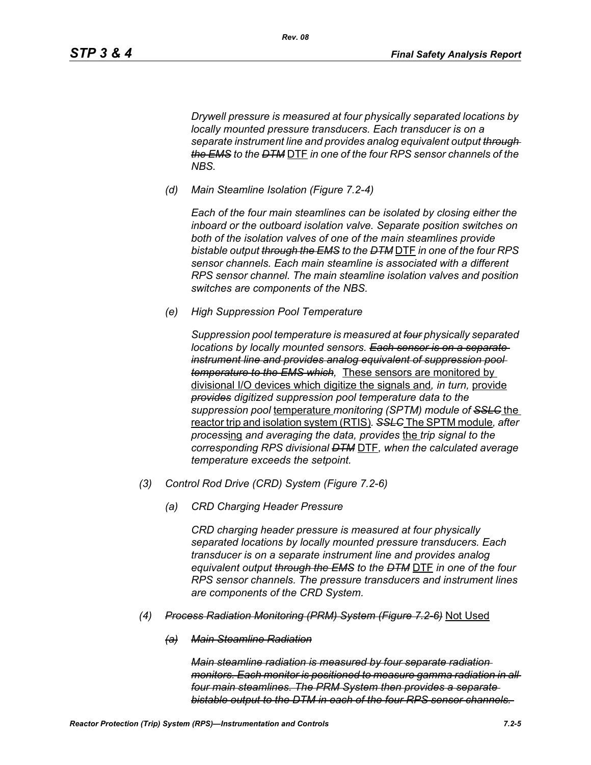*Drywell pressure is measured at four physically separated locations by locally mounted pressure transducers. Each transducer is on a separate instrument line and provides analog equivalent output ~~through the EMS~~ to the ~~DTM~~* DTF *in one of the four RPS sensor channels of the NBS.*

*(d) Main Steamline Isolation (Figure 7.2-4)*

*Each of the four main steamlines can be isolated by closing either the inboard or the outboard isolation valve. Separate position switches on both of the isolation valves of one of the main steamlines provide bistable output ~~through the EMS~~ to the ~~DTM~~* DTF *in one of the four RPS sensor channels. Each main steamline is associated with a different RPS sensor channel. The main steamline isolation valves and position switches are components of the NBS.*

*(e) High Suppression Pool Temperature*

*Suppression pool temperature is measured at ~~four~~ physically separated locations by locally mounted sensors. ~~Each sensor is on a separate instrument line and provides analog equivalent of suppression pool temperature to the EMS which,~~* These sensors are monitored by divisional I/O devices which digitize the signals and*, in turn,* provide *~~provides~~ digitized suppression pool temperature data to the suppression pool* temperature *monitoring (SPTM) module of ~~SSLC~~* the reactor trip and isolation system (RTIS)*. ~~SSLC~~* The SPTM module*, after process*ing *and averaging the data, provides* the *trip signal to the corresponding RPS divisional ~~DTM~~* DTF*, when the calculated average temperature exceeds the setpoint.*

*(3) Control Rod Drive (CRD) System (Figure 7.2-6)*

*(a) CRD Charging Header Pressure*

*CRD charging header pressure is measured at four physically separated locations by locally mounted pressure transducers. Each transducer is on a separate instrument line and provides analog equivalent output ~~through the EMS~~ to the ~~DTM~~* DTF *in one of the four RPS sensor channels. The pressure transducers and instrument lines are components of the CRD System.*

*(4) ~~Process Radiation Monitoring (PRM) System (Figure 7.2-6)~~* Not Used

*~~(a) Main Steamline Radiation~~*

*~~Main steamline radiation is measured by four separate radiation monitors. Each monitor is positioned to measure gamma radiation in all four main steamlines. The PRM System then provides a separate bistable output to the DTM in each of the four RPS sensor channels.~~*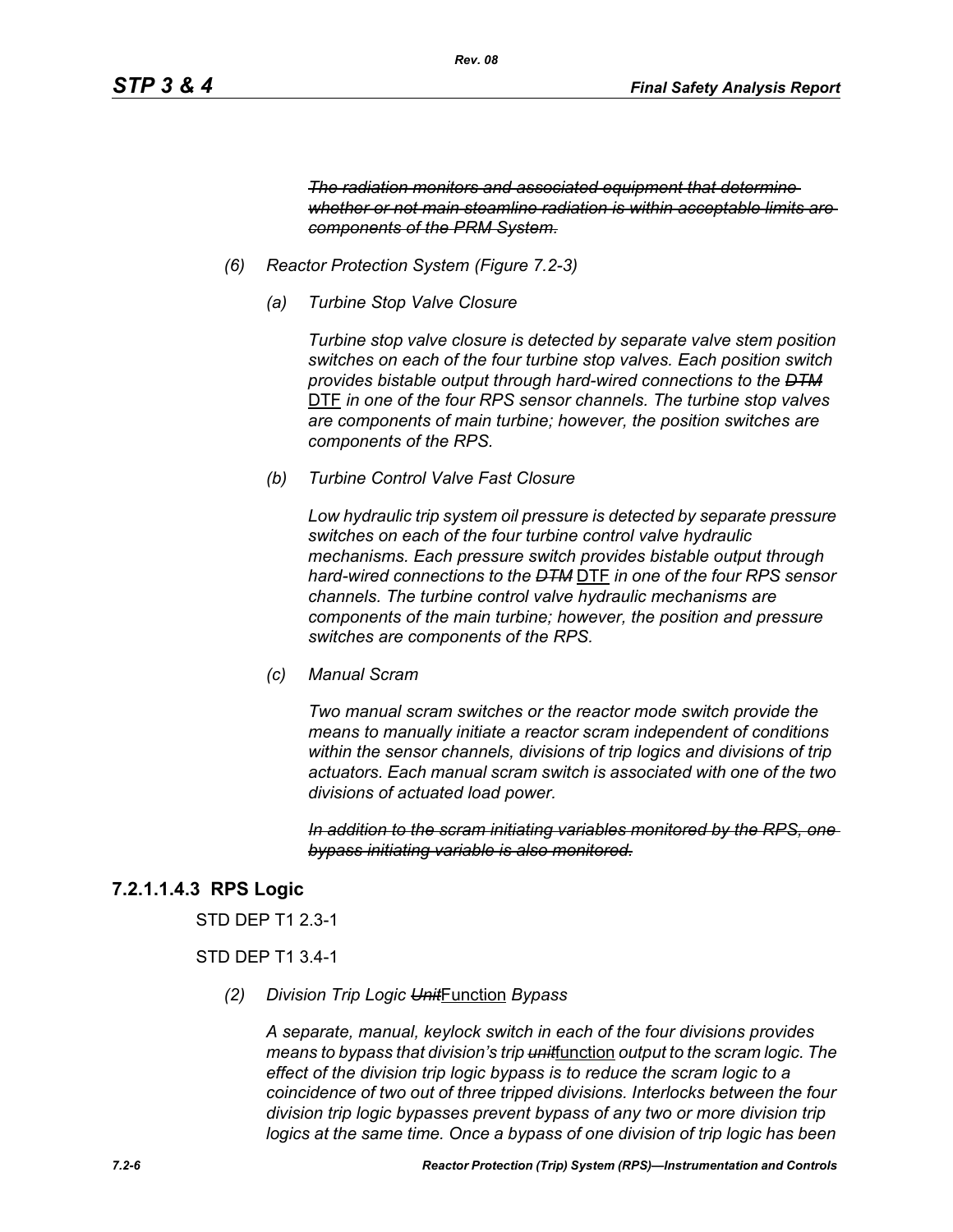*~~The radiation monitors and associated equipment that determine whether or not main steamline radiation is within acceptable limits are components of the PRM System.~~*

*(6) Reactor Protection System (Figure 7.2-3)*

*(a) Turbine Stop Valve Closure*

*Turbine stop valve closure is detected by separate valve stem position switches on each of the four turbine stop valves. Each position switch provides bistable output through hard-wired connections to the ~~DTM~~* <u>DTF</u> *in one of the four RPS sensor channels. The turbine stop valves are components of main turbine; however, the position switches are components of the RPS.*

*(b) Turbine Control Valve Fast Closure*

*Low hydraulic trip system oil pressure is detected by separate pressure switches on each of the four turbine control valve hydraulic mechanisms. Each pressure switch provides bistable output through hard-wired connections to the ~~DTM~~* <u>DTF</u> *in one of the four RPS sensor channels. The turbine control valve hydraulic mechanisms are components of the main turbine; however, the position and pressure switches are components of the RPS.*

*(c) Manual Scram*

*Two manual scram switches or the reactor mode switch provide the means to manually initiate a reactor scram independent of conditions within the sensor channels, divisions of trip logics and divisions of trip actuators. Each manual scram switch is associated with one of the two divisions of actuated load power.*

*~~In addition to the scram initiating variables monitored by the RPS, one bypass initiating variable is also monitored.~~*

### 7.2.1.1.4.3 RPS Logic

STD DEP T1 2.3-1

STD DEP T1 3.4-1

*(2) Division Trip Logic ~~Unit~~*<u>Function</u> *Bypass*

*A separate, manual, keylock switch in each of the four divisions provides means to bypass that division's trip ~~unit~~*<u>function</u> *output to the scram logic. The effect of the division trip logic bypass is to reduce the scram logic to a coincidence of two out of three tripped divisions. Interlocks between the four division trip logic bypasses prevent bypass of any two or more division trip logics at the same time. Once a bypass of one division of trip logic has been*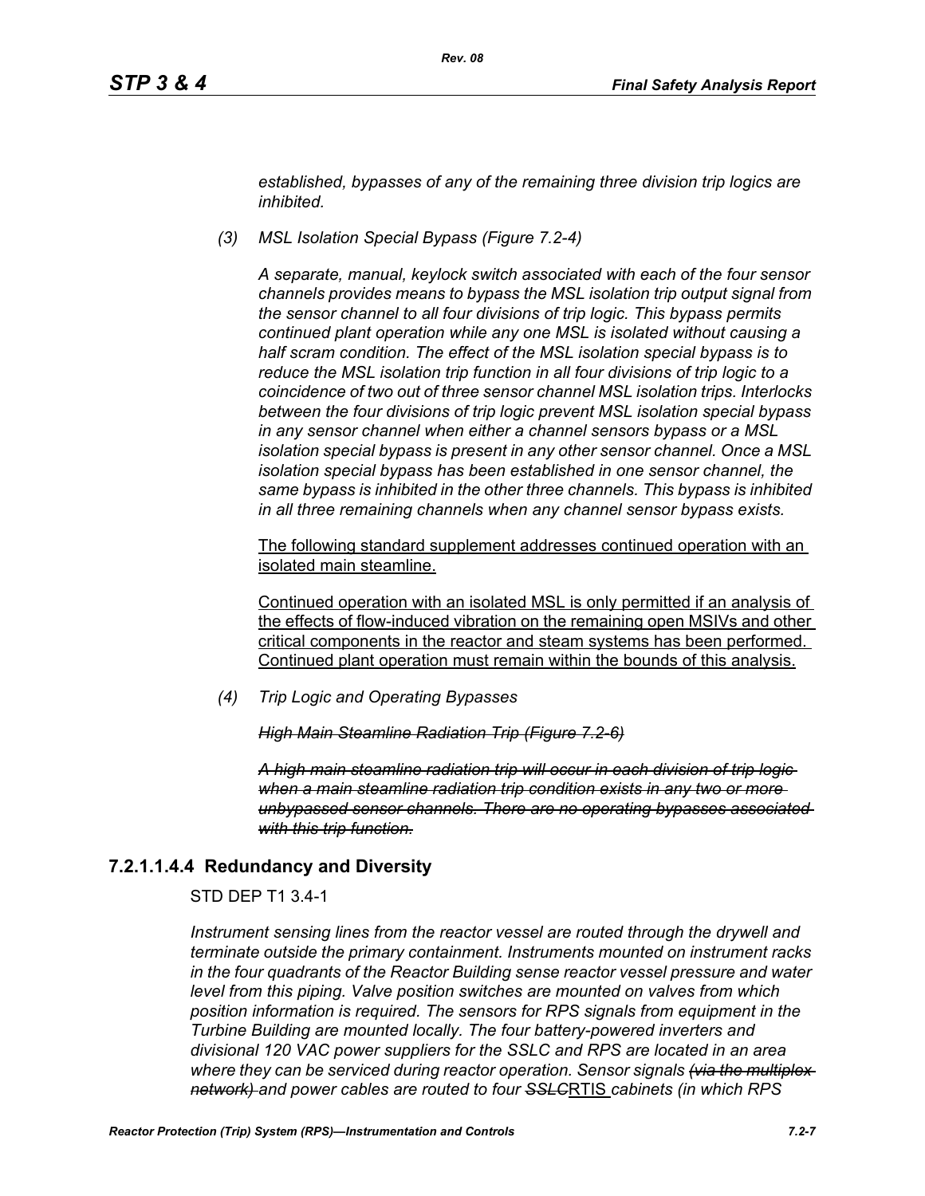*established, bypasses of any of the remaining three division trip logics are inhibited.*

*(3) MSL Isolation Special Bypass (Figure 7.2-4)*

*A separate, manual, keylock switch associated with each of the four sensor channels provides means to bypass the MSL isolation trip output signal from the sensor channel to all four divisions of trip logic. This bypass permits continued plant operation while any one MSL is isolated without causing a half scram condition. The effect of the MSL isolation special bypass is to reduce the MSL isolation trip function in all four divisions of trip logic to a coincidence of two out of three sensor channel MSL isolation trips. Interlocks between the four divisions of trip logic prevent MSL isolation special bypass in any sensor channel when either a channel sensors bypass or a MSL isolation special bypass is present in any other sensor channel. Once a MSL isolation special bypass has been established in one sensor channel, the same bypass is inhibited in the other three channels. This bypass is inhibited in all three remaining channels when any channel sensor bypass exists.*

<u>The following standard supplement addresses continued operation with an isolated main steamline.</u>

<u>Continued operation with an isolated MSL is only permitted if an analysis of the effects of flow-induced vibration on the remaining open MSIVs and other critical components in the reactor and steam systems has been performed. Continued plant operation must remain within the bounds of this analysis.</u>

*(4) Trip Logic and Operating Bypasses*

~~*High Main Steamline Radiation Trip (Figure 7.2-6)*~~

~~*A high main steamline radiation trip will occur in each division of trip logic when a main steamline radiation trip condition exists in any two or more unbypassed sensor channels. There are no operating bypasses associated with this trip function.*~~

### 7.2.1.1.4.4 Redundancy and Diversity

STD DEP T1 3.4-1

*Instrument sensing lines from the reactor vessel are routed through the drywell and terminate outside the primary containment. Instruments mounted on instrument racks in the four quadrants of the Reactor Building sense reactor vessel pressure and water level from this piping. Valve position switches are mounted on valves from which position information is required. The sensors for RPS signals from equipment in the Turbine Building are mounted locally. The four battery-powered inverters and divisional 120 VAC power suppliers for the SSLC and RPS are located in an area where they can be serviced during reactor operation. Sensor signals ~~(via the multiplex network)~~ and power cables are routed to four ~~SSLC~~*<u>RTIS</u> *cabinets (in which RPS*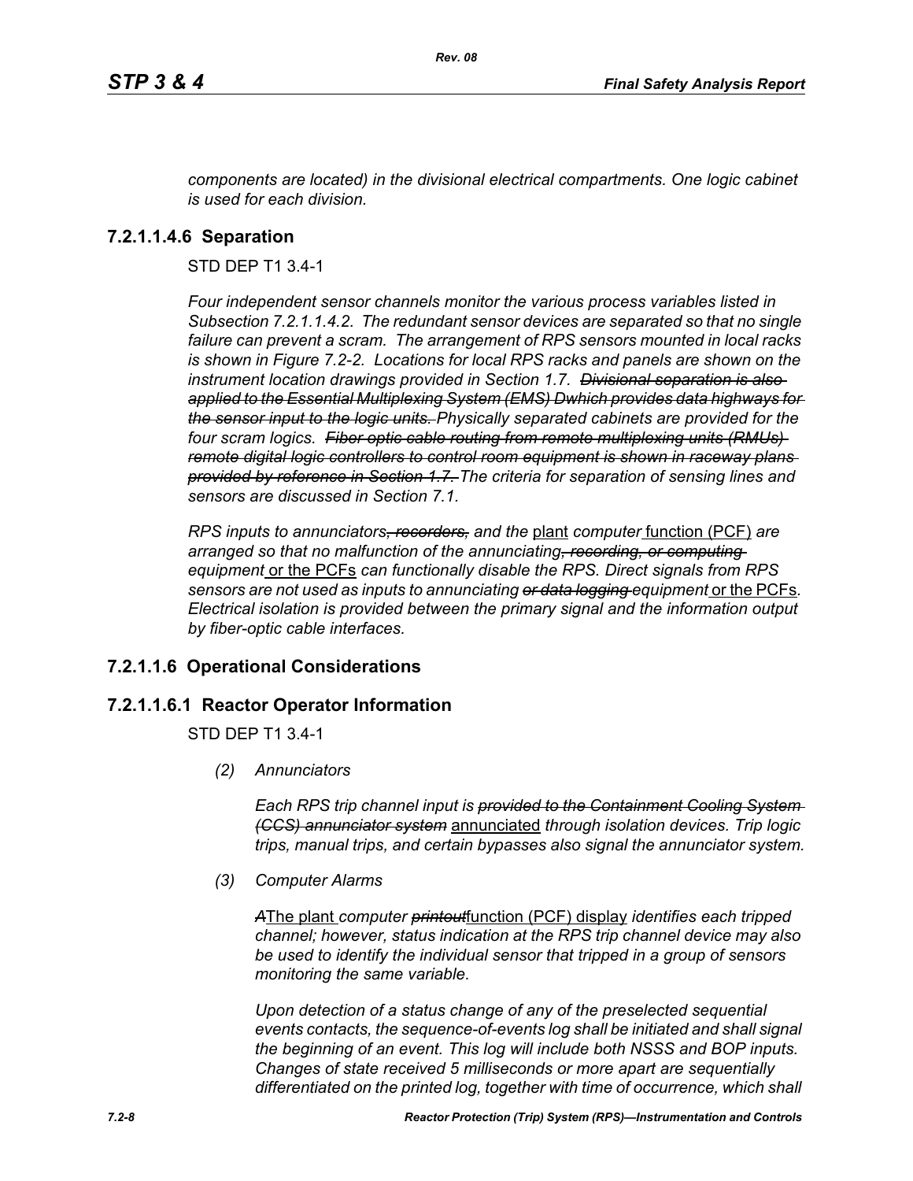*components are located) in the divisional electrical compartments. One logic cabinet is used for each division.*

### 7.2.1.1.4.6 Separation

STD DEP T1 3.4-1

*Four independent sensor channels monitor the various process variables listed in Subsection 7.2.1.1.4.2. The redundant sensor devices are separated so that no single failure can prevent a scram. The arrangement of RPS sensors mounted in local racks is shown in Figure 7.2-2. Locations for local RPS racks and panels are shown on the instrument location drawings provided in Section 1.7.* ~~*Divisional separation is also applied to the Essential Multiplexing System (EMS) Dwhich provides data highways for the sensor input to the logic units.*~~ *Physically separated cabinets are provided for the four scram logics.* ~~*Fiber optic cable routing from remote multiplexing units (RMUs) remote digital logic controllers to control room equipment is shown in raceway plans provided by reference in Section 1.7.*~~ *The criteria for separation of sensing lines and sensors are discussed in Section 7.1.*

*RPS inputs to annunciators*~~*, recorders,*~~ *and the* <u>plant</u> *computer* <u>function (PCF)</u> *are arranged so that no malfunction of the annunciating*~~*, recording, or computing*~~ *equipment* <u>or the PCFs</u> *can functionally disable the RPS. Direct signals from RPS sensors are not used as inputs to annunciating* ~~*or data logging*~~ *equipment* <u>or the PCFs</u>*. Electrical isolation is provided between the primary signal and the information output by fiber-optic cable interfaces.*

## 7.2.1.1.6 Operational Considerations

### 7.2.1.1.6.1 Reactor Operator Information

STD DEP T1 3.4-1

*(2) Annunciators*

*Each RPS trip channel input is* ~~*provided to the Containment Cooling System (CCS) annunciator system*~~ <u>annunciated</u> *through isolation devices. Trip logic trips, manual trips, and certain bypasses also signal the annunciator system.*

*(3) Computer Alarms*

~~*A*~~<u>The plant</u> *computer* ~~*printout*~~<u>function (PCF) display</u> *identifies each tripped channel; however, status indication at the RPS trip channel device may also be used to identify the individual sensor that tripped in a group of sensors monitoring the same variable.*

*Upon detection of a status change of any of the preselected sequential events contacts, the sequence-of-events log shall be initiated and shall signal the beginning of an event. This log will include both NSSS and BOP inputs. Changes of state received 5 milliseconds or more apart are sequentially differentiated on the printed log, together with time of occurrence, which shall*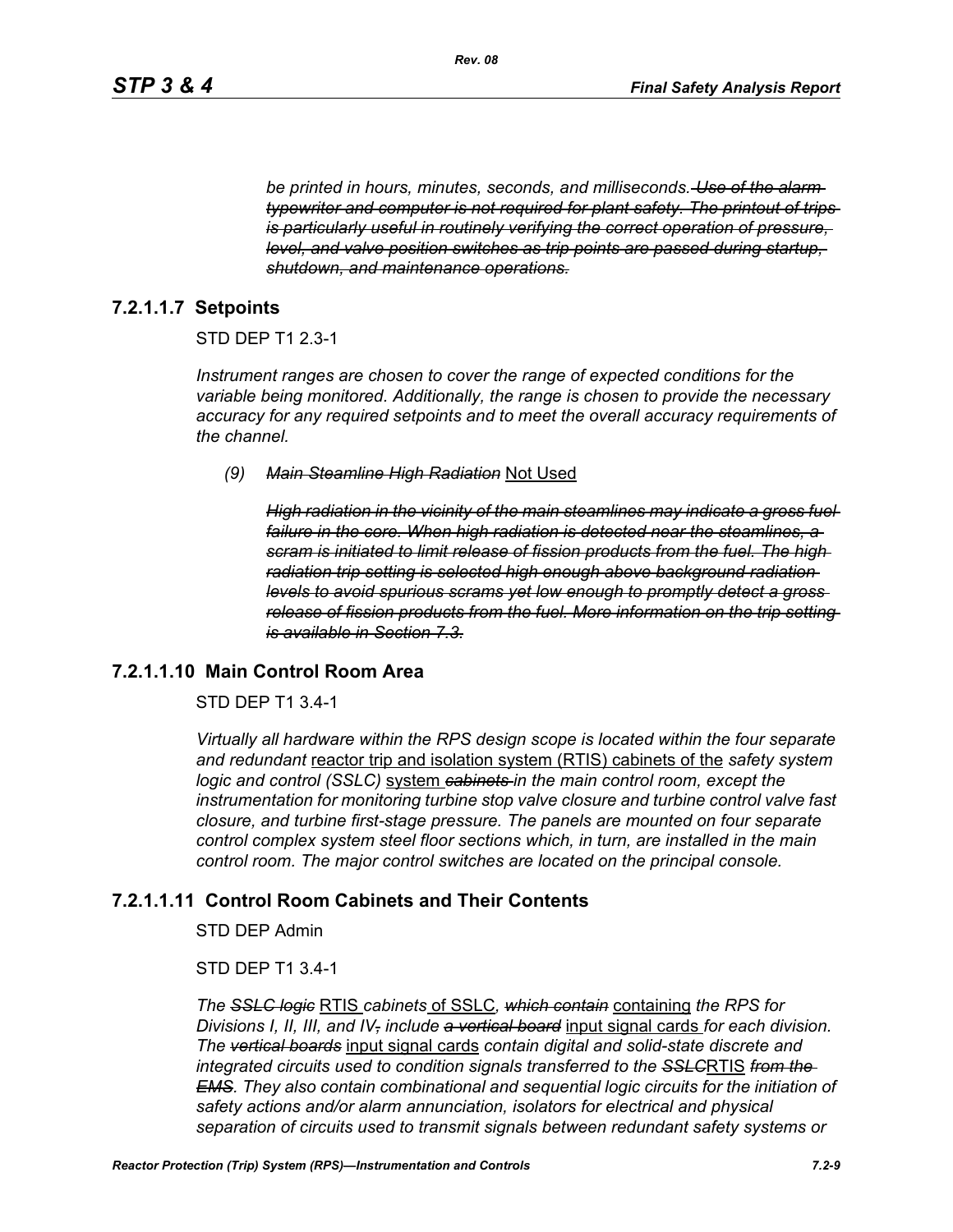*be printed in hours, minutes, seconds, and milliseconds.* ~~*Use of the alarm typewriter and computer is not required for plant safety. The printout of trips is particularly useful in routinely verifying the correct operation of pressure, level, and valve position switches as trip points are passed during startup, shutdown, and maintenance operations.*~~

### 7.2.1.1.7 Setpoints

STD DEP T1 2.3-1

*Instrument ranges are chosen to cover the range of expected conditions for the variable being monitored. Additionally, the range is chosen to provide the necessary accuracy for any required setpoints and to meet the overall accuracy requirements of the channel.*

*(9)* ~~*Main Steamline High Radiation*~~ Not Used

~~*High radiation in the vicinity of the main steamlines may indicate a gross fuel failure in the core. When high radiation is detected near the steamlines, a scram is initiated to limit release of fission products from the fuel. The high radiation trip setting is selected high enough above background radiation levels to avoid spurious scrams yet low enough to promptly detect a gross release of fission products from the fuel. More information on the trip setting is available in Section 7.3.*~~

### 7.2.1.1.10 Main Control Room Area

STD DEP T1 3.4-1

*Virtually all hardware within the RPS design scope is located within the four separate and redundant* reactor trip and isolation system (RTIS) cabinets of the *safety system logic and control (SSLC)* system ~~*cabinets*~~ *in the main control room, except the instrumentation for monitoring turbine stop valve closure and turbine control valve fast closure, and turbine first-stage pressure. The panels are mounted on four separate control complex system steel floor sections which, in turn, are installed in the main control room. The major control switches are located on the principal console.*

### 7.2.1.1.11 Control Room Cabinets and Their Contents

STD DEP Admin

STD DEP T1 3.4-1

*The* ~~*SSLC logic*~~ RTIS *cabinets* of SSLC*,* ~~*which contain*~~ containing *the RPS for Divisions I, II, III, and IV*~~*,*~~ *include* ~~*a vertical board*~~ input signal cards *for each division. The* ~~*vertical boards*~~ input signal cards *contain digital and solid-state discrete and integrated circuits used to condition signals transferred to the* ~~*SSLC*~~RTIS ~~*from the EMS*~~*. They also contain combinational and sequential logic circuits for the initiation of safety actions and/or alarm annunciation, isolators for electrical and physical separation of circuits used to transmit signals between redundant safety systems or*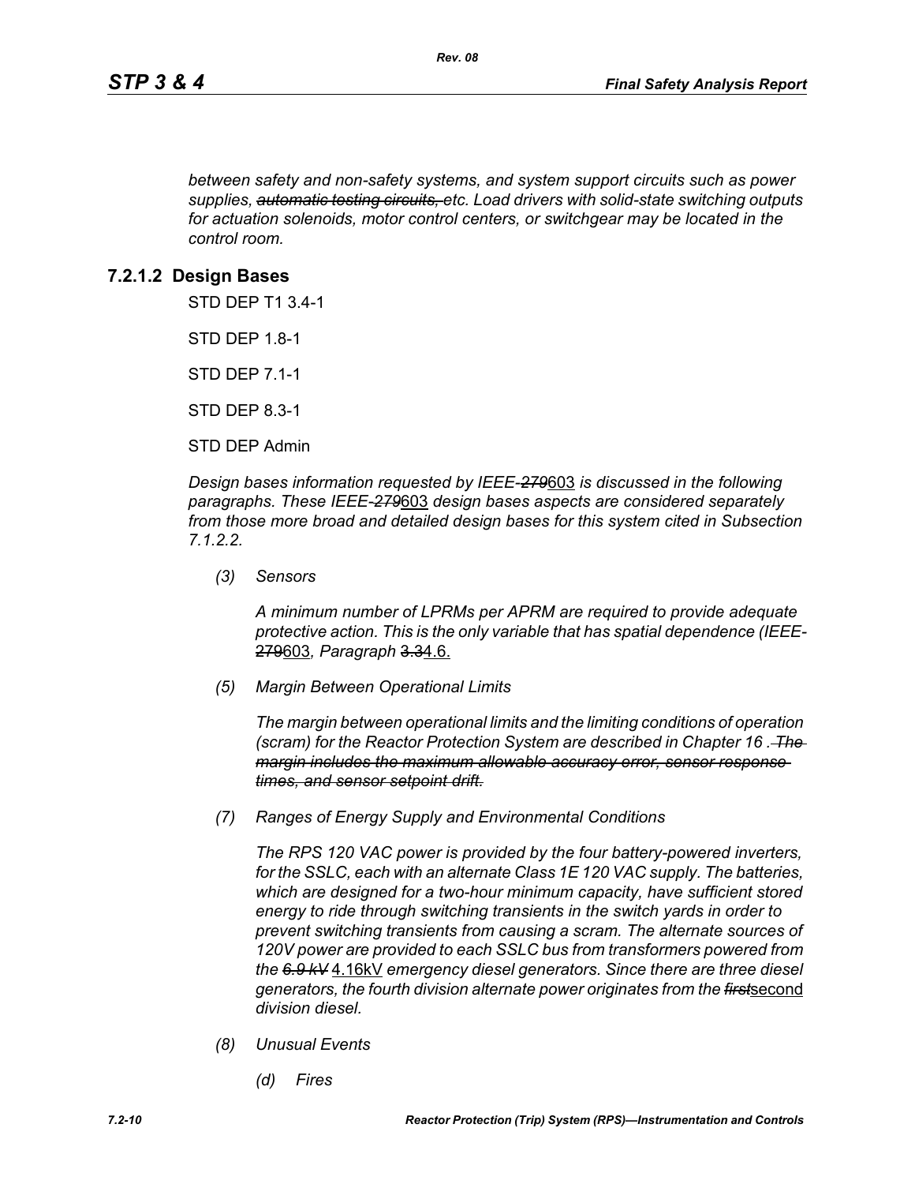*between safety and non-safety systems, and system support circuits such as power supplies, ~~automatic testing circuits,~~ etc. Load drivers with solid-state switching outputs for actuation solenoids, motor control centers, or switchgear may be located in the control room.*

### 7.2.1.2 Design Bases

STD DEP T1 3.4-1

STD DEP 1.8-1

STD DEP 7.1-1

STD DEP 8.3-1

STD DEP Admin

*Design bases information requested by IEEE-~~279~~*603 *is discussed in the following paragraphs. These IEEE-~~279~~*603 *design bases aspects are considered separately from those more broad and detailed design bases for this system cited in Subsection 7.1.2.2.*

*(3) Sensors*

*A minimum number of LPRMs per APRM are required to provide adequate protective action. This is the only variable that has spatial dependence (IEEE-*~~279~~603*, Paragraph* ~~3.3~~4.6.

*(5) Margin Between Operational Limits*

*The margin between operational limits and the limiting conditions of operation (scram) for the Reactor Protection System are described in Chapter 16 . ~~The margin includes the maximum allowable accuracy error, sensor response times, and sensor setpoint drift.~~*

*(7) Ranges of Energy Supply and Environmental Conditions*

*The RPS 120 VAC power is provided by the four battery-powered inverters, for the SSLC, each with an alternate Class 1E 120 VAC supply. The batteries, which are designed for a two-hour minimum capacity, have sufficient stored energy to ride through switching transients in the switch yards in order to prevent switching transients from causing a scram. The alternate sources of 120V power are provided to each SSLC bus from transformers powered from the ~~6.9 kV~~* 4.16kV *emergency diesel generators. Since there are three diesel generators, the fourth division alternate power originates from the ~~first~~*second *division diesel.*

*(8) Unusual Events*

*(d) Fires*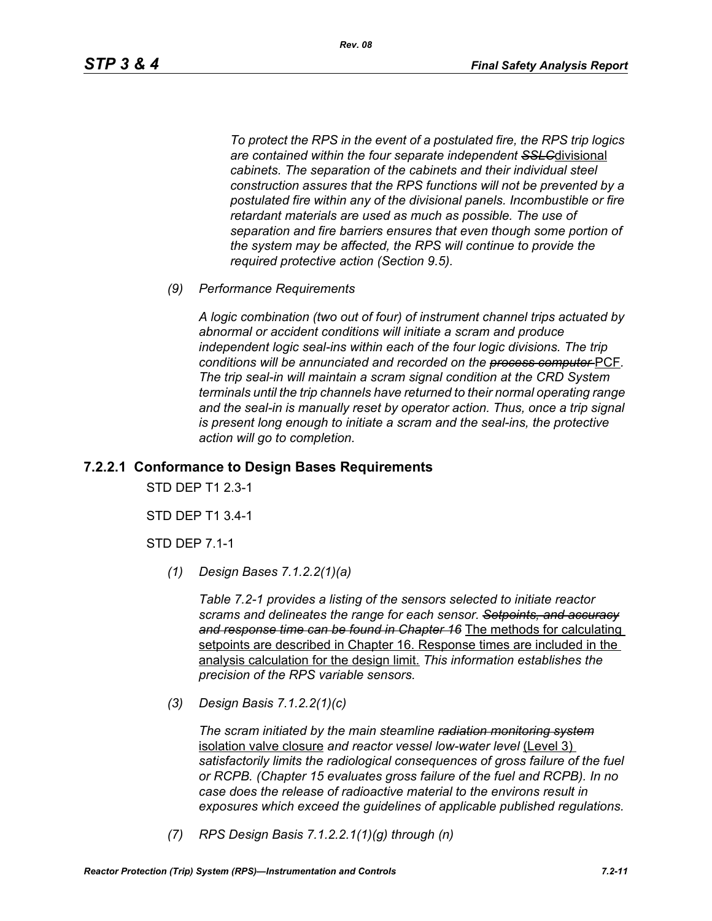*To protect the RPS in the event of a postulated fire, the RPS trip logics are contained within the four separate independent ~~SSLC~~*divisional *cabinets. The separation of the cabinets and their individual steel construction assures that the RPS functions will not be prevented by a postulated fire within any of the divisional panels. Incombustible or fire retardant materials are used as much as possible. The use of separation and fire barriers ensures that even though some portion of the system may be affected, the RPS will continue to provide the required protective action (Section 9.5).*

*(9) Performance Requirements*

*A logic combination (two out of four) of instrument channel trips actuated by abnormal or accident conditions will initiate a scram and produce independent logic seal-ins within each of the four logic divisions. The trip conditions will be annunciated and recorded on the ~~process computer~~* PCF*. The trip seal-in will maintain a scram signal condition at the CRD System terminals until the trip channels have returned to their normal operating range and the seal-in is manually reset by operator action. Thus, once a trip signal is present long enough to initiate a scram and the seal-ins, the protective action will go to completion.*

### 7.2.2.1 Conformance to Design Bases Requirements

STD DEP T1 2.3-1

STD DEP T1 3.4-1

STD DEP 7.1-1

*(1) Design Bases 7.1.2.2(1)(a)*

*Table 7.2-1 provides a listing of the sensors selected to initiate reactor scrams and delineates the range for each sensor. ~~Setpoints, and accuracy and response time can be found in Chapter 16~~* <u>The methods for calculating setpoints are described in Chapter 16. Response times are included in the analysis calculation for the design limit.</u> *This information establishes the precision of the RPS variable sensors.*

*(3) Design Basis 7.1.2.2(1)(c)*

*The scram initiated by the main steamline ~~radiation monitoring system~~* <u>isolation valve closure</u> *and reactor vessel low-water level* <u>(Level 3)</u> *satisfactorily limits the radiological consequences of gross failure of the fuel or RCPB. (Chapter 15 evaluates gross failure of the fuel and RCPB). In no case does the release of radioactive material to the environs result in exposures which exceed the guidelines of applicable published regulations.*

*(7) RPS Design Basis 7.1.2.2.1(1)(g) through (n)*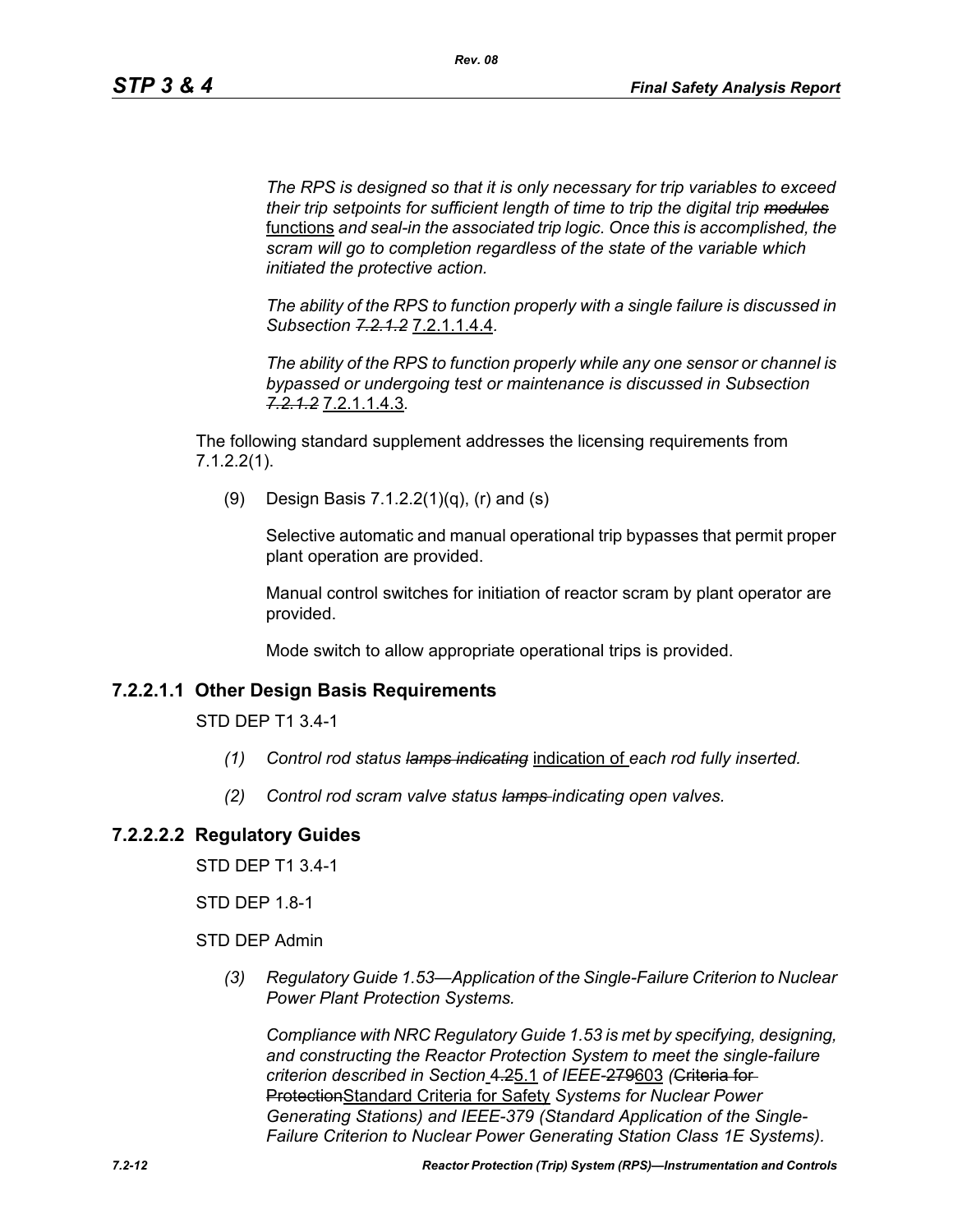*The RPS is designed so that it is only necessary for trip variables to exceed their trip setpoints for sufficient length of time to trip the digital trip ~~modules~~* <u>functions</u> *and seal-in the associated trip logic. Once this is accomplished, the scram will go to completion regardless of the state of the variable which initiated the protective action.*

*The ability of the RPS to function properly with a single failure is discussed in Subsection ~~7.2.1.2~~* <u>7.2.1.1.4.4</u>*.*

*The ability of the RPS to function properly while any one sensor or channel is bypassed or undergoing test or maintenance is discussed in Subsection ~~7.2.1.2~~* <u>7.2.1.1.4.3</u>*.*

The following standard supplement addresses the licensing requirements from 7.1.2.2(1).

(9) Design Basis 7.1.2.2(1)(q), (r) and (s)

Selective automatic and manual operational trip bypasses that permit proper plant operation are provided.

Manual control switches for initiation of reactor scram by plant operator are provided.

Mode switch to allow appropriate operational trips is provided.

### 7.2.2.1.1 Other Design Basis Requirements

STD DEP T1 3.4-1

*(1) Control rod status ~~lamps indicating~~* <u>indication of</u> *each rod fully inserted.*

*(2) Control rod scram valve status ~~lamps~~ indicating open valves.*

### 7.2.2.2.2 Regulatory Guides

STD DEP T1 3.4-1

STD DEP 1.8-1

STD DEP Admin

*(3) Regulatory Guide 1.53—Application of the Single-Failure Criterion to Nuclear Power Plant Protection Systems.*

*Compliance with NRC Regulatory Guide 1.53 is met by specifying, designing, and constructing the Reactor Protection System to meet the single-failure criterion described in Section* ~~4.2~~<u>5.1</u> *of IEEE-*~~279~~<u>603</u> *(*~~Criteria for Protection~~<u>Standard Criteria for Safety</u> *Systems for Nuclear Power Generating Stations) and IEEE-379 (Standard Application of the Single-Failure Criterion to Nuclear Power Generating Station Class 1E Systems).*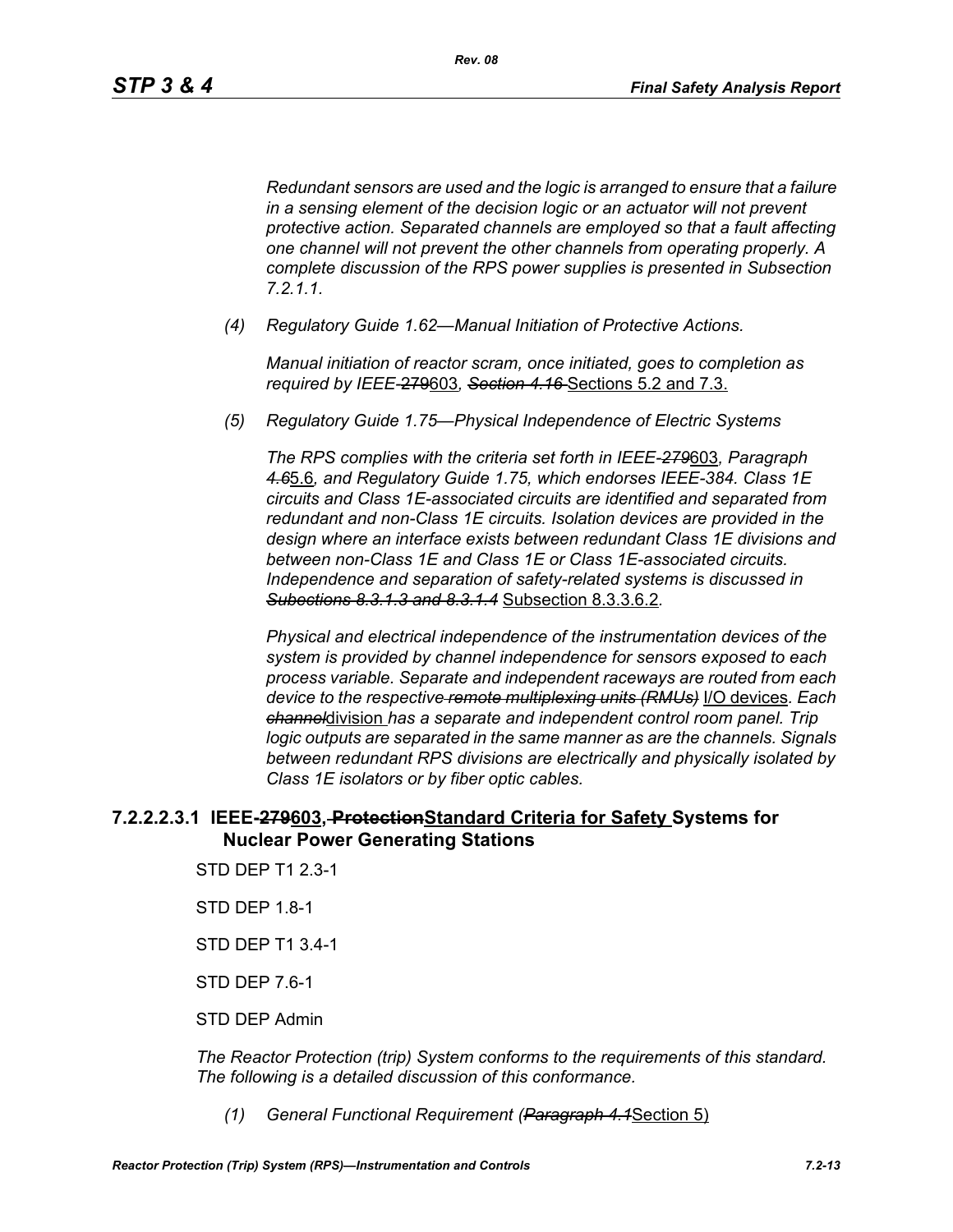*Redundant sensors are used and the logic is arranged to ensure that a failure in a sensing element of the decision logic or an actuator will not prevent protective action. Separated channels are employed so that a fault affecting one channel will not prevent the other channels from operating properly. A complete discussion of the RPS power supplies is presented in Subsection 7.2.1.1.*

*(4) Regulatory Guide 1.62—Manual Initiation of Protective Actions.*

*Manual initiation of reactor scram, once initiated, goes to completion as required by IEEE-~~279~~*603*, ~~Section 4.16~~* Sections 5.2 and 7.3.

*(5) Regulatory Guide 1.75—Physical Independence of Electric Systems*

*The RPS complies with the criteria set forth in IEEE-~~279~~*603*, Paragraph ~~4.6~~*5.6*, and Regulatory Guide 1.75, which endorses IEEE-384. Class 1E circuits and Class 1E-associated circuits are identified and separated from redundant and non-Class 1E circuits. Isolation devices are provided in the design where an interface exists between redundant Class 1E divisions and between non-Class 1E and Class 1E or Class 1E-associated circuits. Independence and separation of safety-related systems is discussed in ~~Subsections 8.3.1.3 and 8.3.1.4~~* Subsection 8.3.3.6.2*.*

*Physical and electrical independence of the instrumentation devices of the system is provided by channel independence for sensors exposed to each process variable. Separate and independent raceways are routed from each device to the respective ~~remote multiplexing units (RMUs)~~* I/O devices*. Each ~~channel~~*division *has a separate and independent control room panel. Trip logic outputs are separated in the same manner as are the channels. Signals between redundant RPS divisions are electrically and physically isolated by Class 1E isolators or by fiber optic cables.*

### 7.2.2.2.3.1 IEEE-~~279~~603, ~~Protection~~Standard Criteria for Safety Systems for Nuclear Power Generating Stations

STD DEP T1 2.3-1

STD DEP 1.8-1

STD DEP T1 3.4-1

STD DEP 7.6-1

STD DEP Admin

*The Reactor Protection (trip) System conforms to the requirements of this standard. The following is a detailed discussion of this conformance.*

*(1) General Functional Requirement (~~Paragraph 4.1~~*Section 5)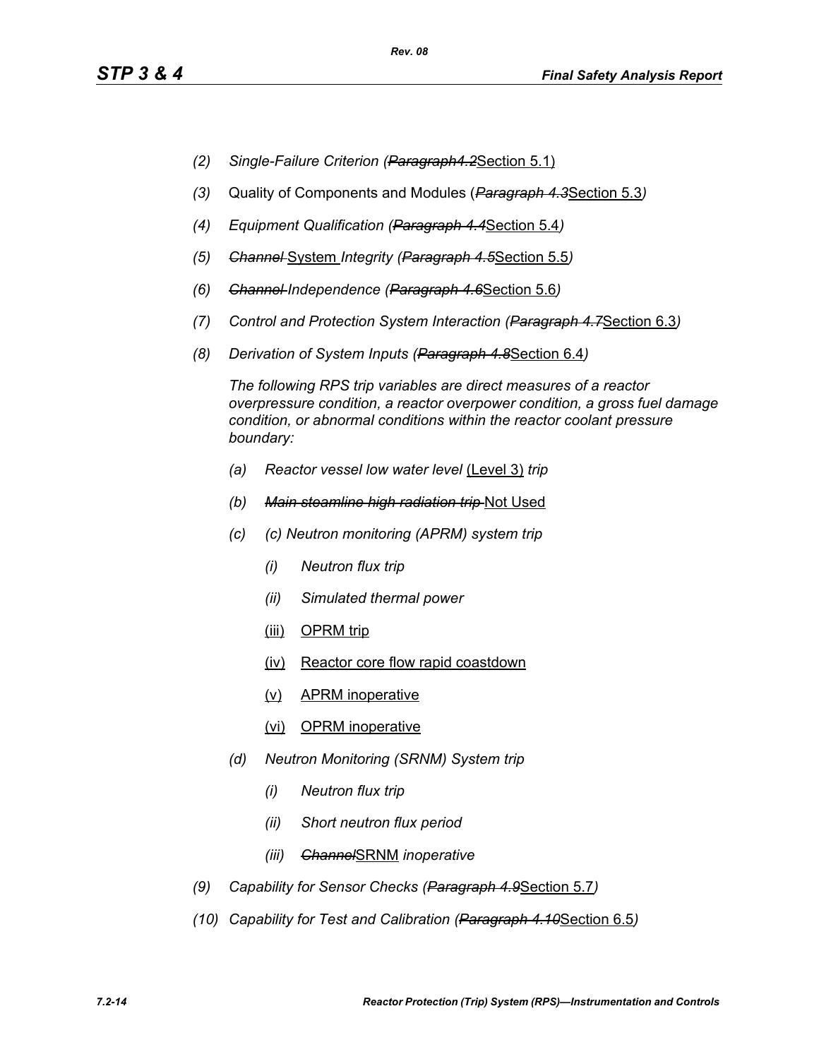(2) *Single-Failure Criterion (~~Paragraph4.2~~Section 5.1)*

(3) Quality of Components and Modules (*~~Paragraph 4.3~~*Section 5.3*)*

(4) *Equipment Qualification (~~Paragraph 4.4~~*Section 5.4*)*

(5) *~~Channel~~* System *Integrity (~~Paragraph 4.5~~*Section 5.5*)*

(6) *~~Channel~~ Independence (~~Paragraph 4.6~~*Section 5.6*)*

(7) *Control and Protection System Interaction (~~Paragraph 4.7~~*Section 6.3*)*

(8) *Derivation of System Inputs (~~Paragraph 4.8~~*Section 6.4*)*

*The following RPS trip variables are direct measures of a reactor overpressure condition, a reactor overpower condition, a gross fuel damage condition, or abnormal conditions within the reactor coolant pressure boundary:*

- *(a) Reactor vessel low water level* (Level 3) *trip*
- *(b) ~~Main steamline high radiation trip~~* Not Used
- *(c) (c) Neutron monitoring (APRM) system trip*
  - *(i) Neutron flux trip*
  - *(ii) Simulated thermal power*
  - (iii) OPRM trip
  - (iv) Reactor core flow rapid coastdown
  - (v) APRM inoperative
  - (vi) OPRM inoperative
- *(d) Neutron Monitoring (SRNM) System trip*
  - *(i) Neutron flux trip*
  - *(ii) Short neutron flux period*
  - *(iii) ~~Channel~~*SRNM *inoperative*

(9) *Capability for Sensor Checks (~~Paragraph 4.9~~*Section 5.7*)*

(10) *Capability for Test and Calibration (~~Paragraph 4.10~~*Section 6.5*)*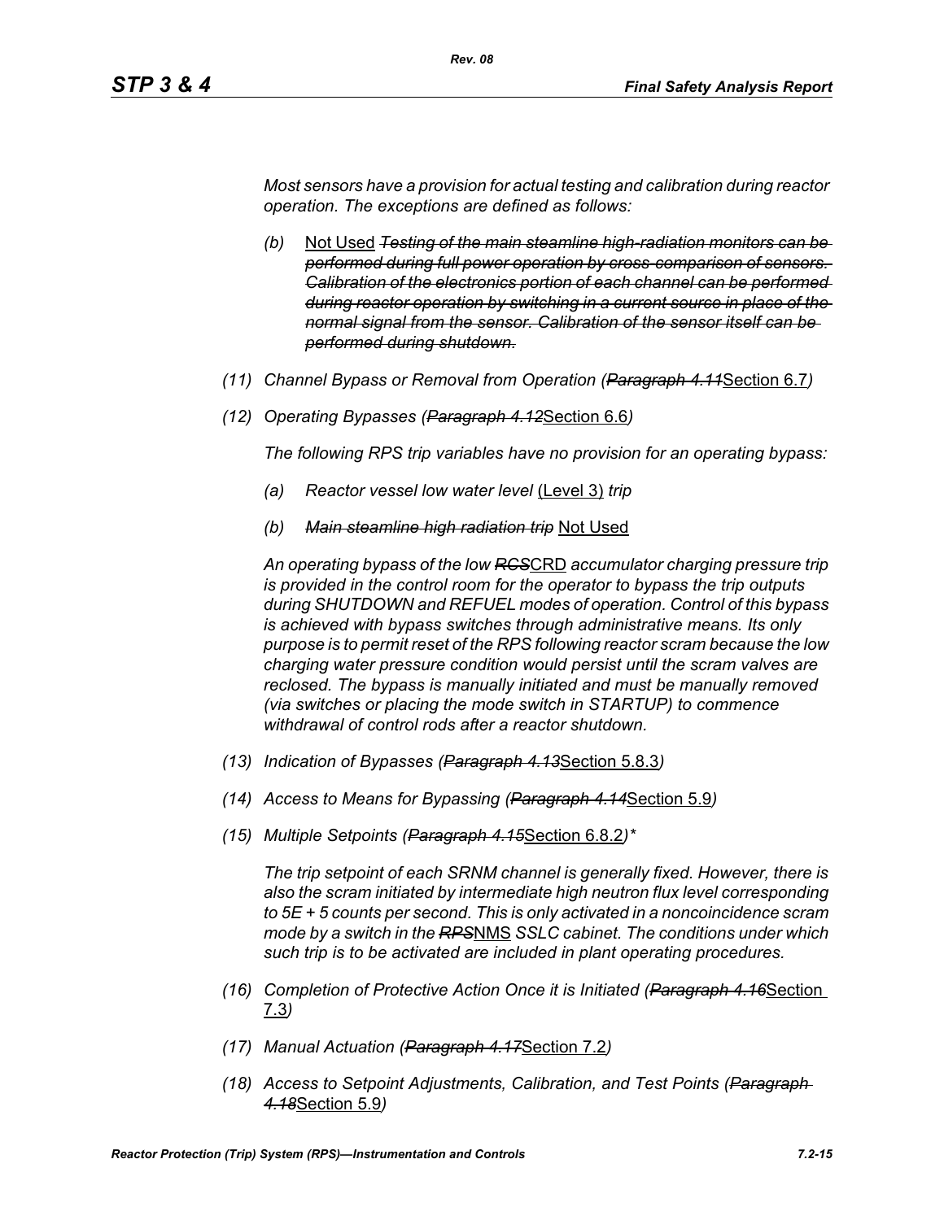*Most sensors have a provision for actual testing and calibration during reactor operation. The exceptions are defined as follows:*

- *(b)* Not Used ~~*Testing of the main steamline high-radiation monitors can be performed during full power operation by cross-comparison of sensors. Calibration of the electronics portion of each channel can be performed during reactor operation by switching in a current source in place of the normal signal from the sensor. Calibration of the sensor itself can be performed during shutdown.*~~

*(11) Channel Bypass or Removal from Operation (~~Paragraph 4.11~~*Section 6.7*)*

*(12) Operating Bypasses (~~Paragraph 4.12~~*Section 6.6*)*

*The following RPS trip variables have no provision for an operating bypass:*

- *(a) Reactor vessel low water level* (Level 3) *trip*
- *(b) ~~Main steamline high radiation trip~~* Not Used

*An operating bypass of the low ~~RCS~~*CRD *accumulator charging pressure trip is provided in the control room for the operator to bypass the trip outputs during SHUTDOWN and REFUEL modes of operation. Control of this bypass is achieved with bypass switches through administrative means. Its only purpose is to permit reset of the RPS following reactor scram because the low charging water pressure condition would persist until the scram valves are reclosed. The bypass is manually initiated and must be manually removed (via switches or placing the mode switch in STARTUP) to commence withdrawal of control rods after a reactor shutdown.*

*(13) Indication of Bypasses (~~Paragraph 4.13~~*Section 5.8.3*)*

*(14) Access to Means for Bypassing (~~Paragraph 4.14~~*Section 5.9*)*

*(15) Multiple Setpoints (~~Paragraph 4.15~~*Section 6.8.2*)**

*The trip setpoint of each SRNM channel is generally fixed. However, there is also the scram initiated by intermediate high neutron flux level corresponding to 5E + 5 counts per second. This is only activated in a noncoincidence scram mode by a switch in the ~~RPS~~*NMS *SSLC cabinet. The conditions under which such trip is to be activated are included in plant operating procedures.*

*(16) Completion of Protective Action Once it is Initiated (~~Paragraph 4.16~~*Section 7.3*)*

*(17) Manual Actuation (~~Paragraph 4.17~~*Section 7.2*)*

*(18) Access to Setpoint Adjustments, Calibration, and Test Points (~~Paragraph 4.18~~*Section 5.9*)*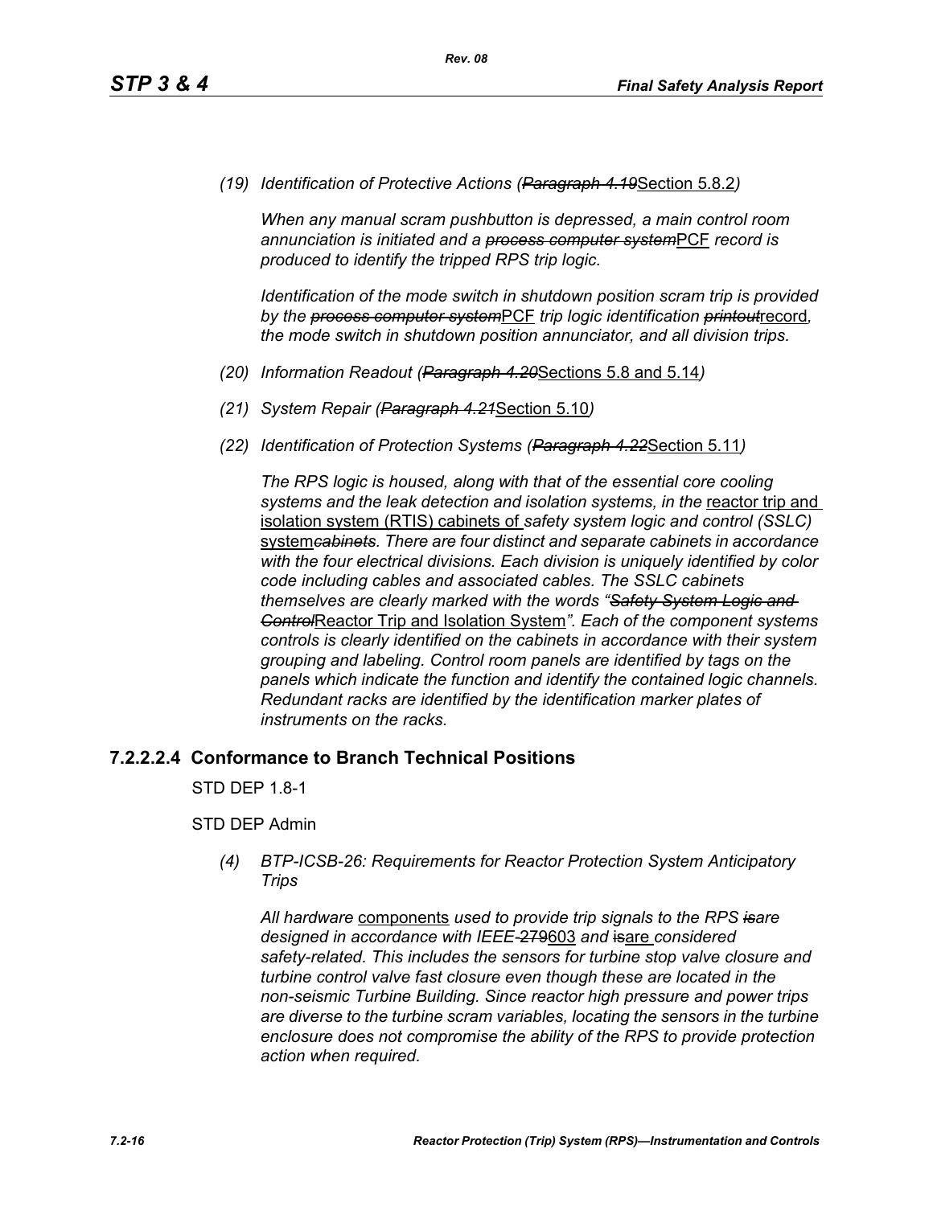*(19) Identification of Protective Actions (~~Paragraph 4.19~~Section 5.8.2)*

*When any manual scram pushbutton is depressed, a main control room annunciation is initiated and a ~~process computer system~~PCF record is produced to identify the tripped RPS trip logic.*

*Identification of the mode switch in shutdown position scram trip is provided by the ~~process computer system~~PCF trip logic identification ~~printout~~record, the mode switch in shutdown position annunciator, and all division trips.*

*(20) Information Readout (~~Paragraph 4.20~~Sections 5.8 and 5.14)*

*(21) System Repair (~~Paragraph 4.21~~Section 5.10)*

*(22) Identification of Protection Systems (~~Paragraph 4.22~~Section 5.11)*

*The RPS logic is housed, along with that of the essential core cooling systems and the leak detection and isolation systems, in the* reactor trip and isolation system (RTIS) cabinets of *safety system logic and control (SSLC)* system~~*cabinets*~~*. There are four distinct and separate cabinets in accordance with the four electrical divisions. Each division is uniquely identified by color code including cables and associated cables. The SSLC cabinets themselves are clearly marked with the words "~~Safety System Logic and Control~~*Reactor Trip and Isolation System*". Each of the component systems controls is clearly identified on the cabinets in accordance with their system grouping and labeling. Control room panels are identified by tags on the panels which indicate the function and identify the contained logic channels. Redundant racks are identified by the identification marker plates of instruments on the racks.*

### 7.2.2.2.4 Conformance to Branch Technical Positions

STD DEP 1.8-1

STD DEP Admin

*(4) BTP-ICSB-26: Requirements for Reactor Protection System Anticipatory Trips*

*All hardware* components *used to provide trip signals to the RPS ~~is~~are designed in accordance with IEEE-~~279~~603 and ~~is~~are considered safety-related. This includes the sensors for turbine stop valve closure and turbine control valve fast closure even though these are located in the non-seismic Turbine Building. Since reactor high pressure and power trips are diverse to the turbine scram variables, locating the sensors in the turbine enclosure does not compromise the ability of the RPS to provide protection action when required.*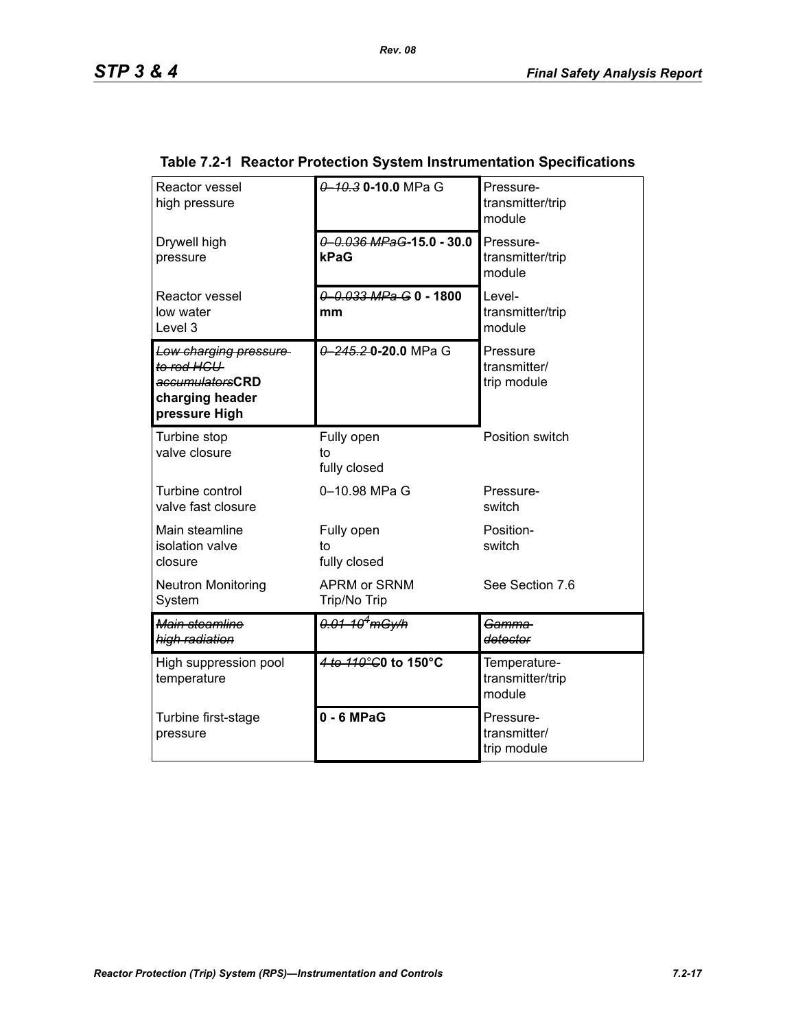**Table 7.2-1 Reactor Protection System Instrumentation Specifications**

| | | |
|---|---|---|
| Reactor vessel high pressure | ~~0–10.3~~ **0-10.0** MPa G | Pressure-transmitter/trip module |
| Drywell high pressure | ~~0–0.036 MPaG~~**-15.0 - 30.0 kPaG** | Pressure-transmitter/trip module |
| Reactor vessel low water Level 3 | ~~0–0.033 MPa G~~ **0 - 1800 mm** | Level-transmitter/trip module |
| ~~*Low charging pressure to rod HCU accumulators*~~**CRD charging header pressure High** | ~~0–245.2~~ **0-20.0** MPa G | Pressure transmitter/ trip module |
| Turbine stop valve closure | Fully open to fully closed | Position switch |
| Turbine control valve fast closure | 0–10.98 MPa G | Pressure-switch |
| Main steamline isolation valve closure | Fully open to fully closed | Position-switch |
| Neutron Monitoring System | APRM or SRNM Trip/No Trip | See Section 7.6 |
| ~~*Main steamline high radiation*~~ | ~~*0.01-10⁴mGy/h*~~ | ~~*Gamma detector*~~ |
| High suppression pool temperature | ~~*4 to 110°C*~~**0 to 150°C** | Temperature-transmitter/trip module |
| Turbine first-stage pressure | **0 - 6 MPaG** | Pressure-transmitter/ trip module |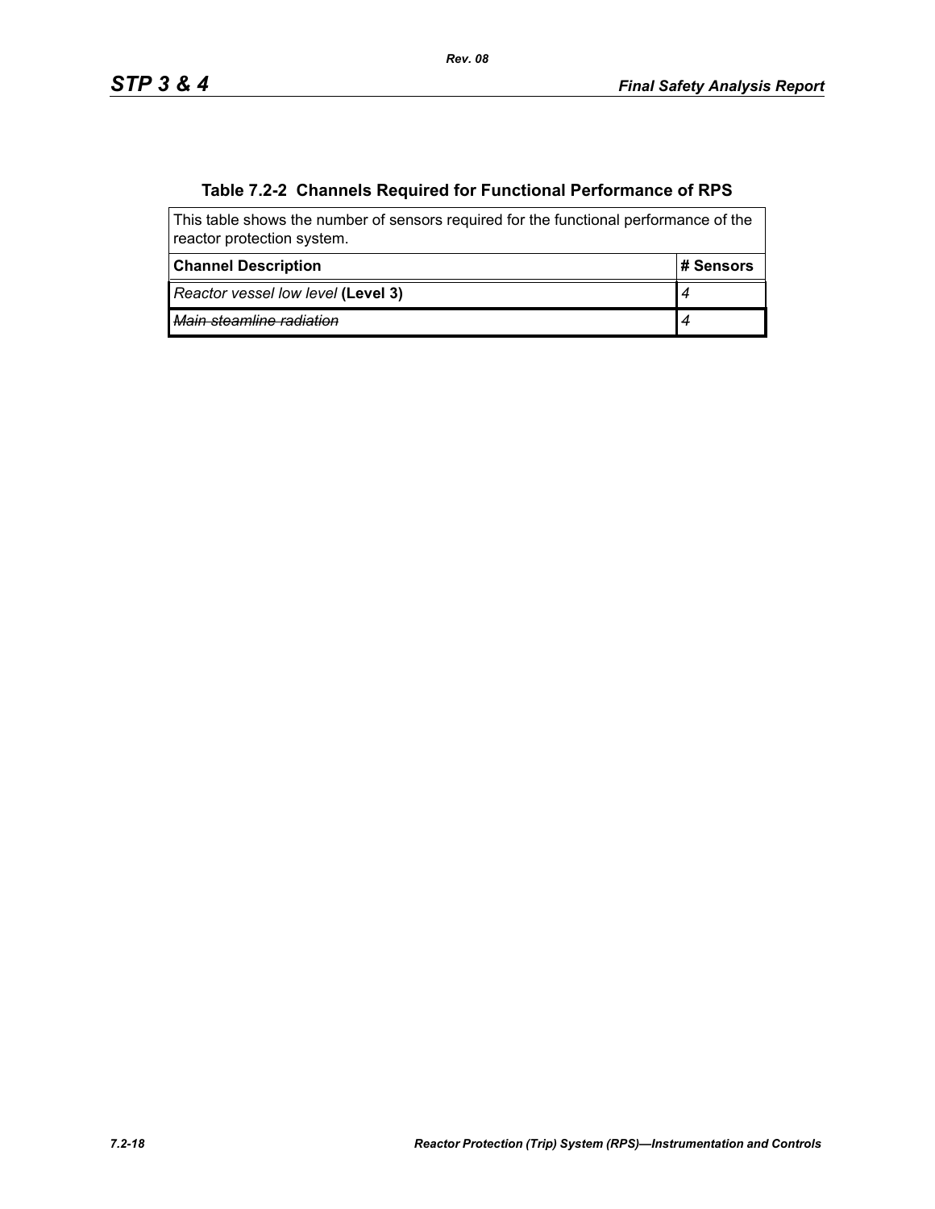### Table 7.2-2 Channels Required for Functional Performance of RPS

This table shows the number of sensors required for the functional performance of the reactor protection system.

| Channel Description | # Sensors |
|---|---|
| *Reactor vessel low level* **(Level 3)** | *4* |
| ~~*Main steamline radiation*~~ | ~~*4*~~ |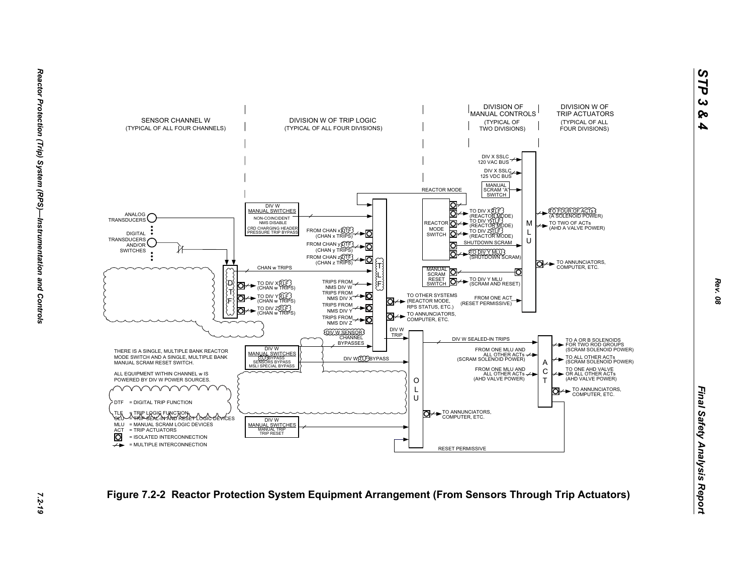SENSOR CHANNEL W
(TYPICAL OF ALL FOUR CHANNELS)

DIVISION W OF TRIP LOGIC
(TYPICAL OF ALL FOUR DIVISIONS)

DIVISION OF MANUAL CONTROLS
(TYPICAL OF TWO DIVISIONS)

DIVISION W OF TRIP ACTUATORS
(TYPICAL OF ALL FOUR DIVISIONS)

ANALOG TRANSDUCERS

DIGITAL TRANSDUCERS AND/OR SWITCHES

DTF

TO DIV X TLF (CHAN w TRIPS)

TO DIV Y TLF (CHAN w TRIPS)

TO DIV Z TLF (CHAN w TRIPS)

CHAN w TRIPS

DIV W MANUAL SWITCHES
NON-COINCIDENT NMS DISABLE
CRD CHARGING HEADER PRESSURE TRIP BYPASS

FROM CHAN x DTF (CHAN x TRIPS)

FROM CHAN y DTF (CHAN y TRIPS)

FROM CHAN z DTF (CHAN z TRIPS)

TRIPS FROM NMS DIV W

TRIPS FROM NMS DIV X

TRIPS FROM NMS DIV Y

TRIPS FROM NMS DIV Z

TLF

TO OTHER SYSTEMS (REACTOR MODE, RPS STATUS, ETC.)

TO ANNUNCIATORS, COMPUTER, ETC.

DIV W SENSOR CHANNEL BYPASSES

DIV W MANUAL SWITCHES
TLF BYPASS
SENSORS BYPASS
MSLI SPECIAL BYPASS

DIV W TLF BYPASS

DIV W TRIP

OLU

TO ANNUNCIATORS, COMPUTER, ETC.

DIV W MANUAL SWITCHES
MANUAL TRIP
TRIP RESET

RESET PERMISSIVE

REACTOR MODE

REACTOR MODE SWITCH

TO DIV X TLF (REACTOR MODE)

TO DIV Y TLF (REACTOR MODE)

TO DIV Z TLF (REACTOR MODE)

SHUTDOWN SCRAM

TO DIV Y MLU (SHUTDOWN SCRAM)

MANUAL SCRAM RESET SWITCH

TO DIV Y MLU (SCRAM AND RESET)

DIV X SSLC 120 VAC BUS

DIV X SSLC 125 VDC BUS

MANUAL SCRAM "A" SWITCH

MLU

TO FOUR OF ACTs (A SOLENOID POWER)

TO TWO OF ACTs (AHD A VALVE POWER)

TO ANNUNCIATORS, COMPUTER, ETC.

FROM ONE ACT (RESET PERMISSIVE)

DIV W SEALED-IN TRIPS

FROM ONE MLU AND ALL OTHER ACTs (SCRAM SOLENOID POWER)

FROM ONE MLU AND ALL OTHER ACTs (AHD VALVE POWER)

ACT

TO A OR B SOLENOIDS FOR TWO ROD GROUPS (SCRAM SOLENOID POWER)

TO ALL OTHER ACTs (SCRAM SOLENOID POWER)

TO ONE AHD VALVE OR ALL OTHER ACTs (AHD VALVE POWER)

TO ANNUNCIATORS, COMPUTER, ETC.

THERE IS A SINGLE, MULTIPLE BANK REACTOR MODE SWITCH AND A SINGLE, MULTIPLE BANK MANUAL SCRAM RESET SWITCH.

ALL EQUIPMENT WITHIN CHANNEL w IS POWERED BY DIV W POWER SOURCES.

DTF = DIGITAL TRIP FUNCTION
TLF = TRIP LOGIC FUNCTION
OLU = TRIP SEAL-IN AND RESET LOGIC DEVICES
MLU = MANUAL SCRAM LOGIC DEVICES
ACT = TRIP ACTUATORS
[O] = ISOLATED INTERCONNECTION
-/-> = MULTIPLE INTERCONNECTION

**Figure 7.2-2 Reactor Protection System Equipment Arrangement (From Sensors Through Trip Actuators)**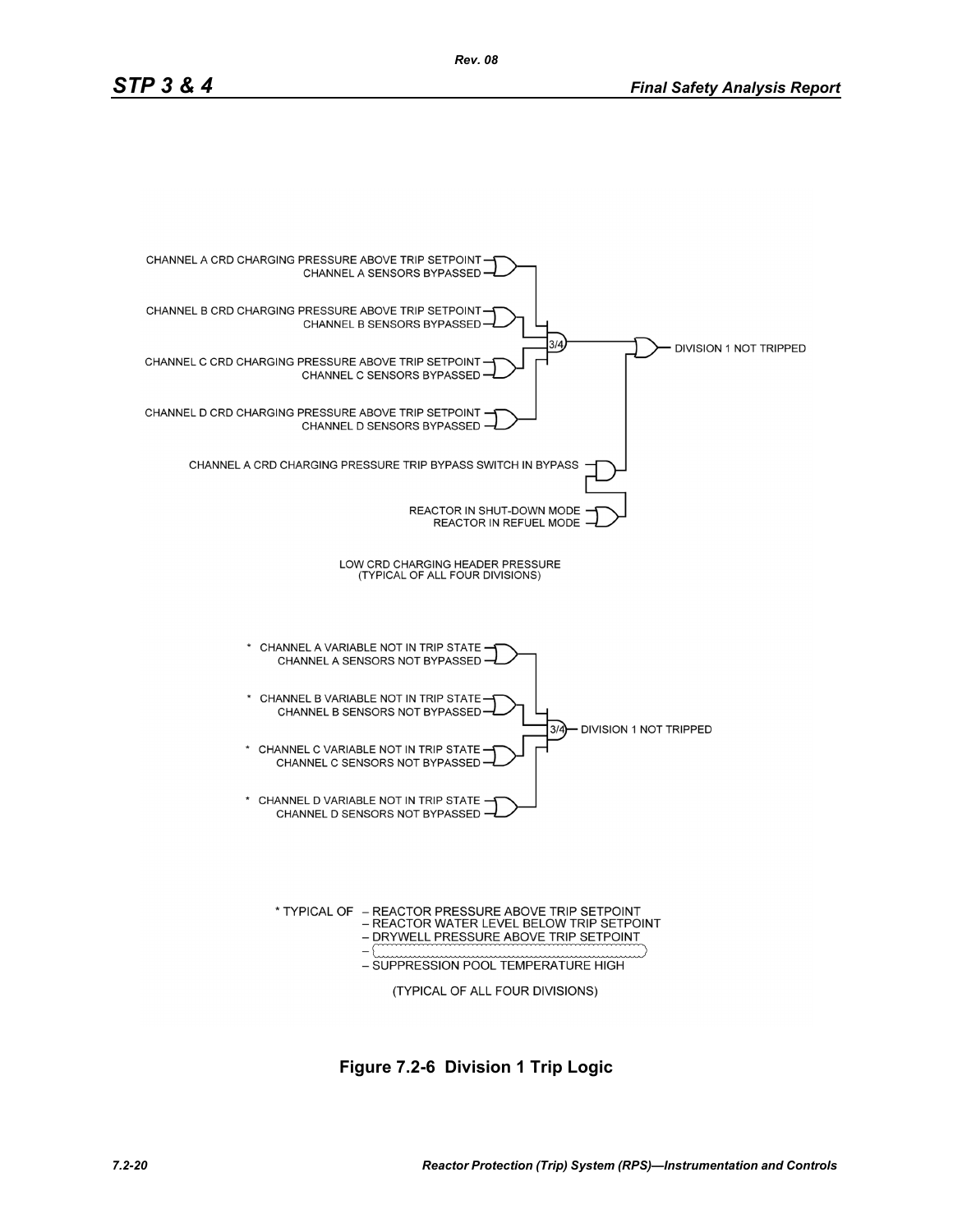CHANNEL A CRD CHARGING PRESSURE ABOVE TRIP SETPOINT
CHANNEL A SENSORS BYPASSED

CHANNEL B CRD CHARGING PRESSURE ABOVE TRIP SETPOINT
CHANNEL B SENSORS BYPASSED

3/4

DIVISION 1 NOT TRIPPED

CHANNEL C CRD CHARGING PRESSURE ABOVE TRIP SETPOINT
CHANNEL C SENSORS BYPASSED

CHANNEL D CRD CHARGING PRESSURE ABOVE TRIP SETPOINT
CHANNEL D SENSORS BYPASSED

CHANNEL A CRD CHARGING PRESSURE TRIP BYPASS SWITCH IN BYPASS

REACTOR IN SHUT-DOWN MODE
REACTOR IN REFUEL MODE

LOW CRD CHARGING HEADER PRESSURE
(TYPICAL OF ALL FOUR DIVISIONS)

\* CHANNEL A VARIABLE NOT IN TRIP STATE
CHANNEL A SENSORS NOT BYPASSED

\* CHANNEL B VARIABLE NOT IN TRIP STATE
CHANNEL B SENSORS NOT BYPASSED

3/4

DIVISION 1 NOT TRIPPED

\* CHANNEL C VARIABLE NOT IN TRIP STATE
CHANNEL C SENSORS NOT BYPASSED

\* CHANNEL D VARIABLE NOT IN TRIP STATE
CHANNEL D SENSORS NOT BYPASSED

\* TYPICAL OF
- REACTOR PRESSURE ABOVE TRIP SETPOINT
- REACTOR WATER LEVEL BELOW TRIP SETPOINT
- DRYWELL PRESSURE ABOVE TRIP SETPOINT
-
- SUPPRESSION POOL TEMPERATURE HIGH

(TYPICAL OF ALL FOUR DIVISIONS)

**Figure 7.2-6 Division 1 Trip Logic**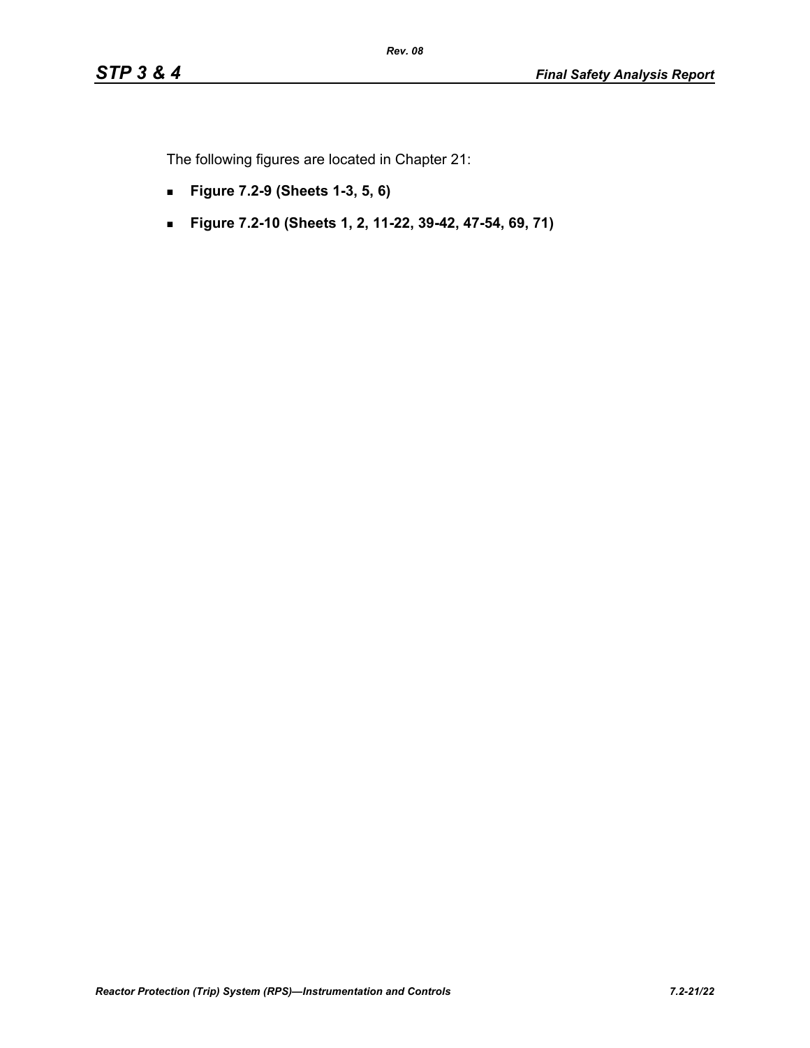The following figures are located in Chapter 21:

- **Figure 7.2-9 (Sheets 1-3, 5, 6)**
- **Figure 7.2-10 (Sheets 1, 2, 11-22, 39-42, 47-54, 69, 71)**